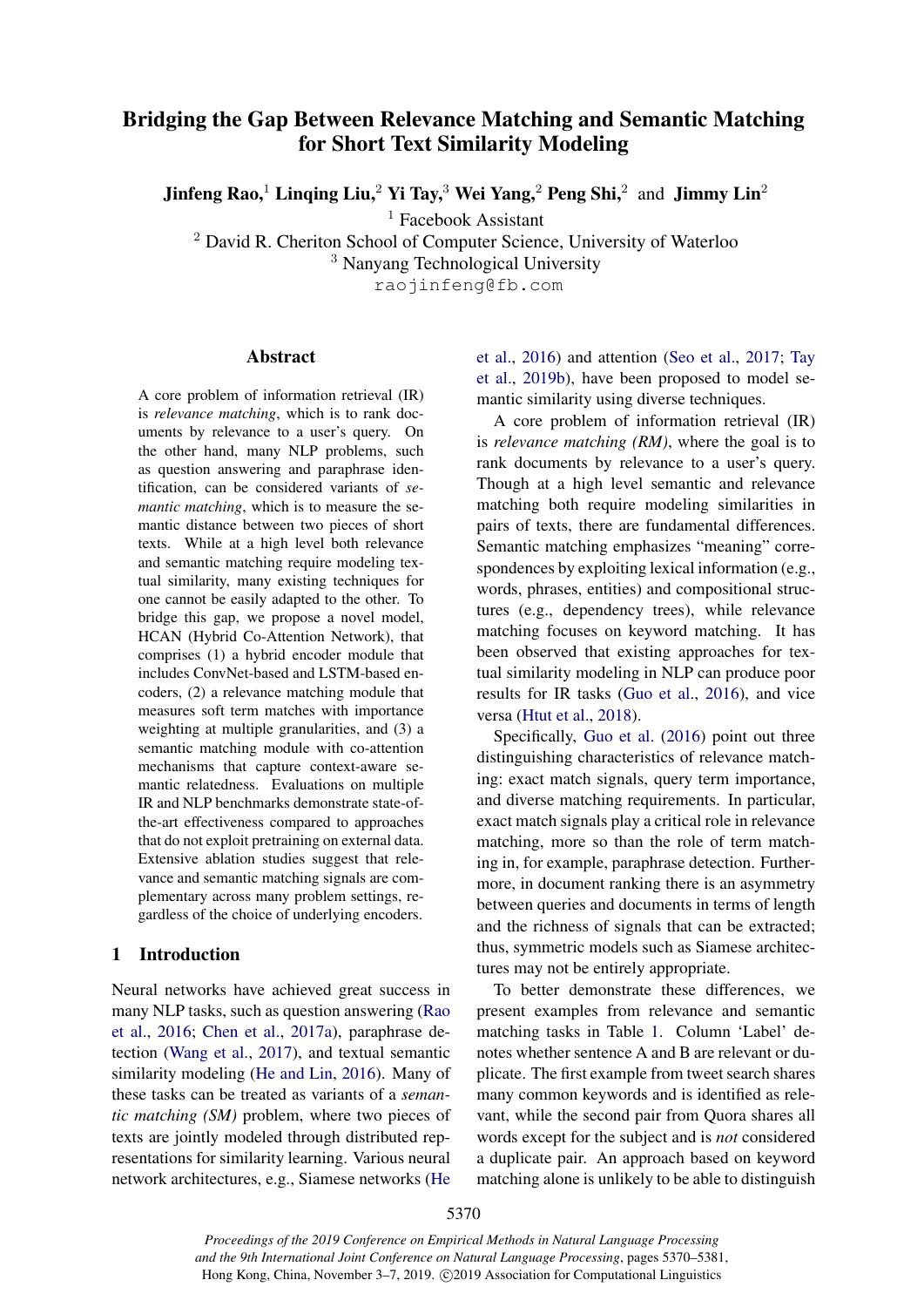# Bridging the Gap Between Relevance Matching and Semantic Matching for Short Text Similarity Modeling

**Jinfeng Rao,**[1] **Linqing Liu,**[2] **Yi Tay,**[3] **Wei Yang,**[2] **Peng Shi,**[2] and **Jimmy Lin**[2]

[1] Facebook Assistant
[2] David R. Cheriton School of Computer Science, University of Waterloo
[3] Nanyang Technological University

raojinfeng@fb.com

## Abstract

A core problem of information retrieval (IR) is *relevance matching*, which is to rank documents by relevance to a user's query. On the other hand, many NLP problems, such as question answering and paraphrase identification, can be considered variants of *semantic matching*, which is to measure the semantic distance between two pieces of short texts. While at a high level both relevance and semantic matching require modeling textual similarity, many existing techniques for one cannot be easily adapted to the other. To bridge this gap, we propose a novel model, HCAN (Hybrid Co-Attention Network), that comprises (1) a hybrid encoder module that includes ConvNet-based and LSTM-based encoders, (2) a relevance matching module that measures soft term matches with importance weighting at multiple granularities, and (3) a semantic matching module with co-attention mechanisms that capture context-aware semantic relatedness. Evaluations on multiple IR and NLP benchmarks demonstrate state-of-the-art effectiveness compared to approaches that do not exploit pretraining on external data. Extensive ablation studies suggest that relevance and semantic matching signals are complementary across many problem settings, regardless of the choice of underlying encoders.

## 1 Introduction

Neural networks have achieved great success in many NLP tasks, such as question answering (Rao et al., 2016; Chen et al., 2017a), paraphrase detection (Wang et al., 2017), and textual semantic similarity modeling (He and Lin, 2016). Many of these tasks can be treated as variants of a *semantic matching (SM)* problem, where two pieces of texts are jointly modeled through distributed representations for similarity learning. Various neural network architectures, e.g., Siamese networks (He et al., 2016) and attention (Seo et al., 2017; Tay et al., 2019b), have been proposed to model semantic similarity using diverse techniques.

A core problem of information retrieval (IR) is *relevance matching (RM)*, where the goal is to rank documents by relevance to a user's query. Though at a high level semantic and relevance matching both require modeling similarities in pairs of texts, there are fundamental differences. Semantic matching emphasizes "meaning" correspondences by exploiting lexical information (e.g., words, phrases, entities) and compositional structures (e.g., dependency trees), while relevance matching focuses on keyword matching. It has been observed that existing approaches for textual similarity modeling in NLP can produce poor results for IR tasks (Guo et al., 2016), and vice versa (Htut et al., 2018).

Specifically, Guo et al. (2016) point out three distinguishing characteristics of relevance matching: exact match signals, query term importance, and diverse matching requirements. In particular, exact match signals play a critical role in relevance matching, more so than the role of term matching in, for example, paraphrase detection. Furthermore, in document ranking there is an asymmetry between queries and documents in terms of length and the richness of signals that can be extracted; thus, symmetric models such as Siamese architectures may not be entirely appropriate.

To better demonstrate these differences, we present examples from relevance and semantic matching tasks in Table 1. Column 'Label' denotes whether sentence A and B are relevant or duplicate. The first example from tweet search shares many common keywords and is identified as relevant, while the second pair from Quora shares all words except for the subject and is *not* considered a duplicate pair. An approach based on keyword matching alone is unlikely to be able to distinguish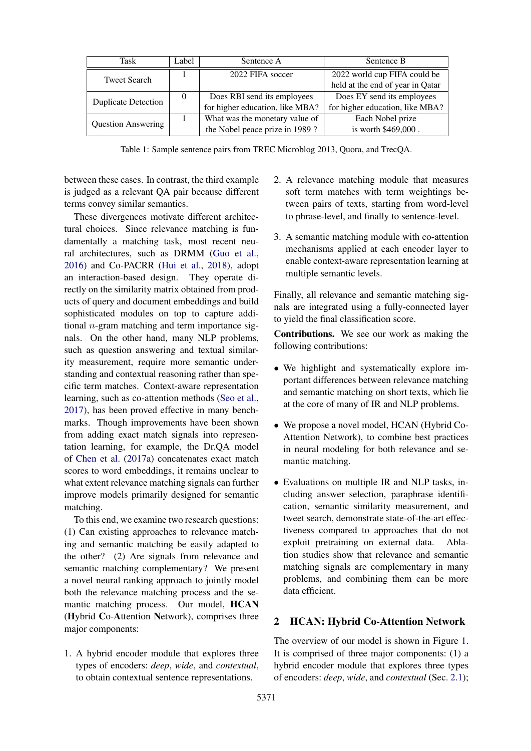| Task | Label | Sentence A | Sentence B |
|---|---|---|---|
| Tweet Search | 1 | 2022 FIFA soccer | 2022 world cup FIFA could be held at the end of year in Qatar |
| Duplicate Detection | 0 | Does RBI send its employees for higher education, like MBA? | Does EY send its employees for higher education, like MBA? |
| Question Answering | 1 | What was the monetary value of the Nobel peace prize in 1989 ? | Each Nobel prize is worth $469,000 . |

Table 1: Sample sentence pairs from TREC Microblog 2013, Quora, and TrecQA.

between these cases. In contrast, the third example is judged as a relevant QA pair because different terms convey similar semantics.

These divergences motivate different architectural choices. Since relevance matching is fundamentally a matching task, most recent neural architectures, such as DRMM (Guo et al., 2016) and Co-PACRR (Hui et al., 2018), adopt an interaction-based design. They operate directly on the similarity matrix obtained from products of query and document embeddings and build sophisticated modules on top to capture additional $n$-gram matching and term importance signals. On the other hand, many NLP problems, such as question answering and textual similarity measurement, require more semantic understanding and contextual reasoning rather than specific term matches. Context-aware representation learning, such as co-attention methods (Seo et al., 2017), has been proved effective in many benchmarks. Though improvements have been shown from adding exact match signals into representation learning, for example, the Dr.QA model of Chen et al. (2017a) concatenates exact match scores to word embeddings, it remains unclear to what extent relevance matching signals can further improve models primarily designed for semantic matching.

To this end, we examine two research questions: (1) Can existing approaches to relevance matching and semantic matching be easily adapted to the other? (2) Are signals from relevance and semantic matching complementary? We present a novel neural ranking approach to jointly model both the relevance matching process and the semantic matching process. Our model, **HCAN** (**H**ybrid **C**o-**A**ttention **N**etwork), comprises three major components:

1. A hybrid encoder module that explores three types of encoders: *deep*, *wide*, and *contextual*, to obtain contextual sentence representations.
2. A relevance matching module that measures soft term matches with term weightings between pairs of texts, starting from word-level to phrase-level, and finally to sentence-level.
3. A semantic matching module with co-attention mechanisms applied at each encoder layer to enable context-aware representation learning at multiple semantic levels.

Finally, all relevance and semantic matching signals are integrated using a fully-connected layer to yield the final classification score.

**Contributions.** We see our work as making the following contributions:

- We highlight and systematically explore important differences between relevance matching and semantic matching on short texts, which lie at the core of many of IR and NLP problems.
- We propose a novel model, HCAN (Hybrid Co-Attention Network), to combine best practices in neural modeling for both relevance and semantic matching.
- Evaluations on multiple IR and NLP tasks, including answer selection, paraphrase identification, semantic similarity measurement, and tweet search, demonstrate state-of-the-art effectiveness compared to approaches that do not exploit pretraining on external data. Ablation studies show that relevance and semantic matching signals are complementary in many problems, and combining them can be more data efficient.

## 2 HCAN: Hybrid Co-Attention Network

The overview of our model is shown in Figure 1. It is comprised of three major components: (1) a hybrid encoder module that explores three types of encoders: *deep*, *wide*, and *contextual* (Sec. 2.1);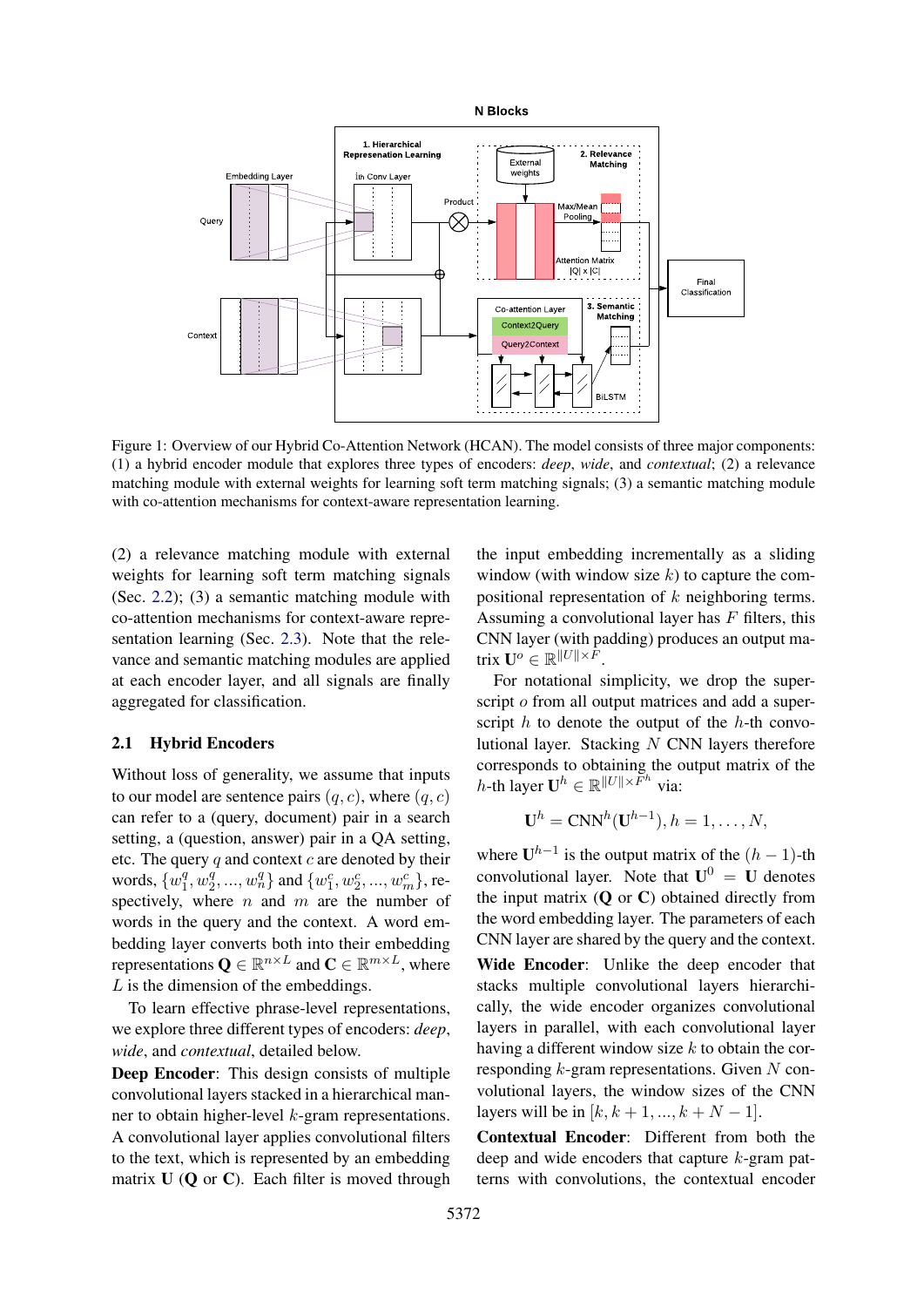Figure 1: Overview of our Hybrid Co-Attention Network (HCAN). The model consists of three major components: (1) a hybrid encoder module that explores three types of encoders: *deep*, *wide*, and *contextual*; (2) a relevance matching module with external weights for learning soft term matching signals; (3) a semantic matching module with co-attention mechanisms for context-aware representation learning.

(2) a relevance matching module with external weights for learning soft term matching signals (Sec. 2.2); (3) a semantic matching module with co-attention mechanisms for context-aware representation learning (Sec. 2.3). Note that the relevance and semantic matching modules are applied at each encoder layer, and all signals are finally aggregated for classification.

## 2.1 Hybrid Encoders

Without loss of generality, we assume that inputs to our model are sentence pairs $(q, c)$, where $(q, c)$ can refer to a (query, document) pair in a search setting, a (question, answer) pair in a QA setting, etc. The query $q$ and context $c$ are denoted by their words, $\{w_1^q, w_2^q, ..., w_n^q\}$ and $\{w_1^c, w_2^c, ..., w_m^c\}$, respectively, where $n$ and $m$ are the number of words in the query and the context. A word embedding layer converts both into their embedding representations $\mathbf{Q} \in \mathbb{R}^{n \times L}$ and $\mathbf{C} \in \mathbb{R}^{m \times L}$, where $L$ is the dimension of the embeddings.

To learn effective phrase-level representations, we explore three different types of encoders: *deep*, *wide*, and *contextual*, detailed below.

**Deep Encoder**: This design consists of multiple convolutional layers stacked in a hierarchical manner to obtain higher-level $k$-gram representations. A convolutional layer applies convolutional filters to the text, which is represented by an embedding matrix $\mathbf{U}$ ($\mathbf{Q}$ or $\mathbf{C}$). Each filter is moved through the input embedding incrementally as a sliding window (with window size $k$) to capture the compositional representation of $k$ neighboring terms. Assuming a convolutional layer has $F$ filters, this CNN layer (with padding) produces an output matrix $\mathbf{U}^o \in \mathbb{R}^{\|U\| \times F}$.

For notational simplicity, we drop the superscript $o$ from all output matrices and add a superscript $h$ to denote the output of the $h$-th convolutional layer. Stacking $N$ CNN layers therefore corresponds to obtaining the output matrix of the $h$-th layer $\mathbf{U}^h \in \mathbb{R}^{\|U\| \times F^h}$ via:

$$\mathbf{U}^h = \text{CNN}^h(\mathbf{U}^{h-1}), h = 1, \ldots, N,$$

where $\mathbf{U}^{h-1}$ is the output matrix of the $(h-1)$-th convolutional layer. Note that $\mathbf{U}^0 = \mathbf{U}$ denotes the input matrix ($\mathbf{Q}$ or $\mathbf{C}$) obtained directly from the word embedding layer. The parameters of each CNN layer are shared by the query and the context.

**Wide Encoder**: Unlike the deep encoder that stacks multiple convolutional layers hierarchically, the wide encoder organizes convolutional layers in parallel, with each convolutional layer having a different window size $k$ to obtain the corresponding $k$-gram representations. Given $N$ convolutional layers, the window sizes of the CNN layers will be in $[k, k+1, ..., k+N-1]$.

**Contextual Encoder**: Different from both the deep and wide encoders that capture $k$-gram patterns with convolutions, the contextual encoder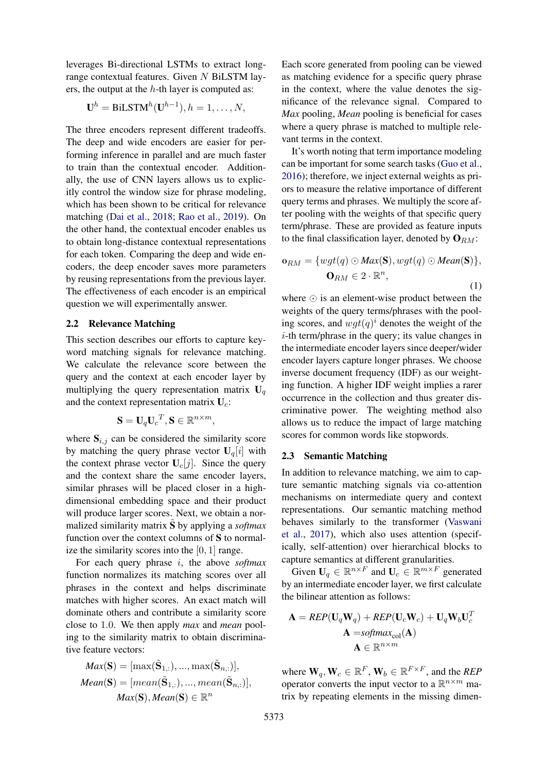leverages Bi-directional LSTMs to extract long-range contextual features. Given $N$ BiLSTM layers, the output at the $h$-th layer is computed as:

$$\mathbf{U}^h = \text{BiLSTM}^h(\mathbf{U}^{h-1}), h = 1, \ldots, N,$$

The three encoders represent different tradeoffs. The deep and wide encoders are easier for performing inference in parallel and are much faster to train than the contextual encoder. Additionally, the use of CNN layers allows us to explicitly control the window size for phrase modeling, which has been shown to be critical for relevance matching (Dai et al., 2018; Rao et al., 2019). On the other hand, the contextual encoder enables us to obtain long-distance contextual representations for each token. Comparing the deep and wide encoders, the deep encoder saves more parameters by reusing representations from the previous layer. The effectiveness of each encoder is an empirical question we will experimentally answer.

## 2.2 Relevance Matching

This section describes our efforts to capture keyword matching signals for relevance matching. We calculate the relevance score between the query and the context at each encoder layer by multiplying the query representation matrix $\mathbf{U}_q$ and the context representation matrix $\mathbf{U}_c$:

$$\mathbf{S} = \mathbf{U}_q {\mathbf{U}_c}^T, \mathbf{S} \in \mathbb{R}^{n \times m},$$

where $\mathbf{S}_{i,j}$ can be considered the similarity score by matching the query phrase vector $\mathbf{U}_q[i]$ with the context phrase vector $\mathbf{U}_c[j]$. Since the query and the context share the same encoder layers, similar phrases will be placed closer in a high-dimensional embedding space and their product will produce larger scores. Next, we obtain a normalized similarity matrix $\tilde{\mathbf{S}}$ by applying a *softmax* function over the context columns of $\mathbf{S}$ to normalize the similarity scores into the $[0, 1]$ range.

For each query phrase $i$, the above *softmax* function normalizes its matching scores over all phrases in the context and helps discriminate matches with higher scores. An exact match will dominate others and contribute a similarity score close to 1.0. We then apply *max* and *mean* pooling to the similarity matrix to obtain discriminative feature vectors:

$$\begin{aligned} \textit{Max}(\mathbf{S}) &= [\max(\tilde{\mathbf{S}}_{1,:}), ..., \max(\tilde{\mathbf{S}}_{n,:})], \\ \textit{Mean}(\mathbf{S}) &= [mean(\tilde{\mathbf{S}}_{1,:}), ..., mean(\tilde{\mathbf{S}}_{n,:})], \\ &\textit{Max}(\mathbf{S}), \textit{Mean}(\mathbf{S}) \in \mathbb{R}^n \end{aligned}$$

Each score generated from pooling can be viewed as matching evidence for a specific query phrase in the context, where the value denotes the significance of the relevance signal. Compared to *Max* pooling, *Mean* pooling is beneficial for cases where a query phrase is matched to multiple relevant terms in the context.

It's worth noting that term importance modeling can be important for some search tasks (Guo et al., 2016); therefore, we inject external weights as priors to measure the relative importance of different query terms and phrases. We multiply the score after pooling with the weights of that specific query term/phrase. These are provided as feature inputs to the final classification layer, denoted by $\mathbf{O}_{RM}$:

$$\begin{aligned} \mathbf{o}_{RM} &= \{wgt(q) \odot \textit{Max}(\mathbf{S}), wgt(q) \odot \textit{Mean}(\mathbf{S})\}, \\ \mathbf{O}_{RM} &\in 2 \cdot \mathbb{R}^n, \end{aligned} \tag{1}$$

where $\odot$ is an element-wise product between the weights of the query terms/phrases with the pooling scores, and $wgt(q)^i$ denotes the weight of the $i$-th term/phrase in the query; its value changes in the intermediate encoder layers since deeper/wider encoder layers capture longer phrases. We choose inverse document frequency (IDF) as our weighting function. A higher IDF weight implies a rarer occurrence in the collection and thus greater discriminative power. The weighting method also allows us to reduce the impact of large matching scores for common words like stopwords.

## 2.3 Semantic Matching

In addition to relevance matching, we aim to capture semantic matching signals via co-attention mechanisms on intermediate query and context representations. Our semantic matching method behaves similarly to the transformer (Vaswani et al., 2017), which also uses attention (specifically, self-attention) over hierarchical blocks to capture semantics at different granularities.

Given $\mathbf{U}_q \in \mathbb{R}^{n \times F}$ and $\mathbf{U}_c \in \mathbb{R}^{m \times F}$ generated by an intermediate encoder layer, we first calculate the bilinear attention as follows:

$$\begin{aligned} \mathbf{A} = \textit{REP}(\mathbf{U}_q\mathbf{W}_q) + \textit{REP}(\mathbf{U}_c\mathbf{W}_c) &+ \mathbf{U}_q\mathbf{W}_b\mathbf{U}_c^T \\ \mathbf{A} &= \textit{softmax}_{\text{col}}(\mathbf{A}) \\ \mathbf{A} &\in \mathbb{R}^{n \times m} \end{aligned}$$

where $\mathbf{W}_q, \mathbf{W}_c \in \mathbb{R}^F$, $\mathbf{W}_b \in \mathbb{R}^{F \times F}$, and the *REP* operator converts the input vector to a $\mathbb{R}^{n \times m}$ matrix by repeating elements in the missing dimen-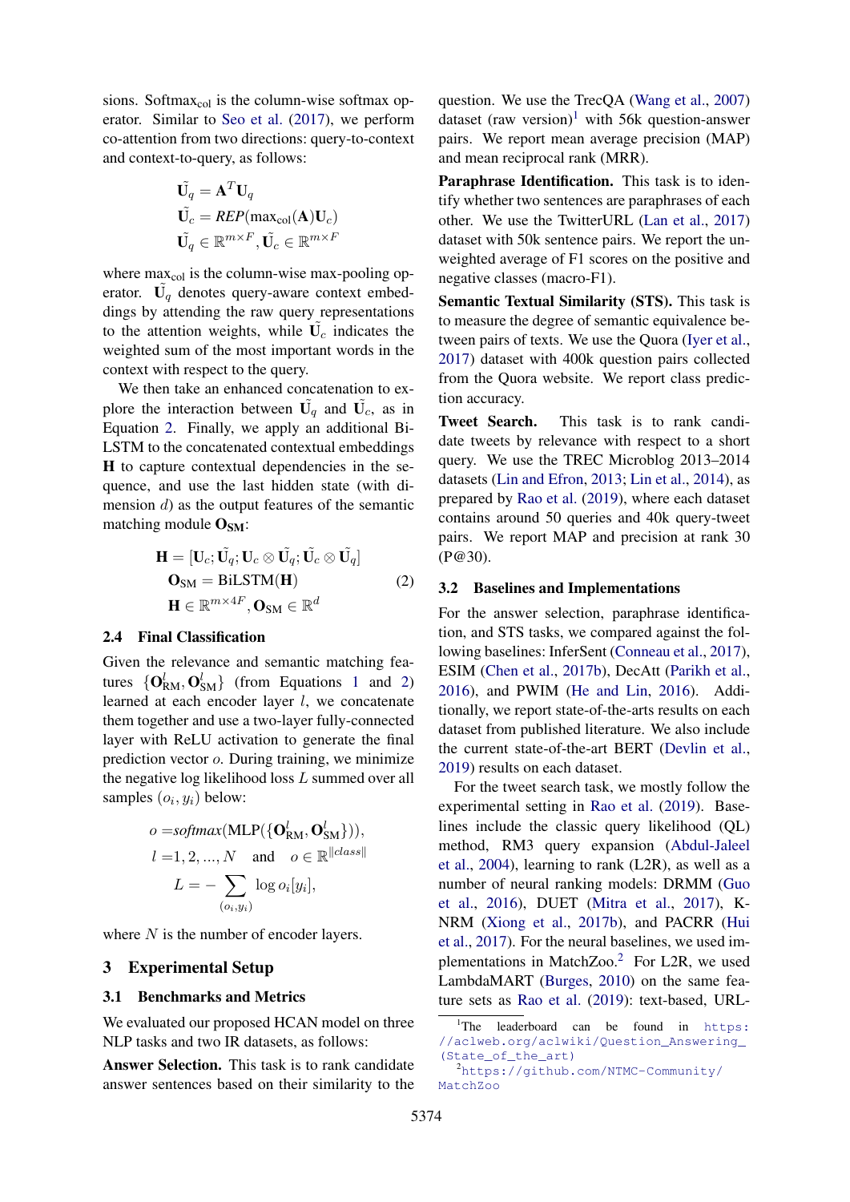sions. $\text{Softmax}_{\text{col}}$ is the column-wise softmax operator. Similar to Seo et al. (2017), we perform co-attention from two directions: query-to-context and context-to-query, as follows:

$$\tilde{\mathbf{U}}_q = \mathbf{A}^T \mathbf{U}_q$$
$$\tilde{\mathbf{U}}_c = \mathit{REP}(\max_{\text{col}}(\mathbf{A})\mathbf{U}_c)$$
$$\tilde{\mathbf{U}}_q \in \mathbb{R}^{m \times F}, \tilde{\mathbf{U}}_c \in \mathbb{R}^{m \times F}$$

where $\max_{\text{col}}$ is the column-wise max-pooling operator. $\tilde{\mathbf{U}}_q$ denotes query-aware context embeddings by attending the raw query representations to the attention weights, while $\tilde{\mathbf{U}}_c$ indicates the weighted sum of the most important words in the context with respect to the query.

We then take an enhanced concatenation to explore the interaction between $\tilde{\mathbf{U}}_q$ and $\tilde{\mathbf{U}}_c$, as in Equation 2. Finally, we apply an additional Bi-LSTM to the concatenated contextual embeddings $\mathbf{H}$ to capture contextual dependencies in the sequence, and use the last hidden state (with dimension $d$) as the output features of the semantic matching module $\mathbf{O}_{\text{SM}}$:

$$\begin{aligned}
&\mathbf{H} = [\mathbf{U}_c; \tilde{\mathbf{U}}_q; \mathbf{U}_c \otimes \tilde{\mathbf{U}}_q; \tilde{\mathbf{U}}_c \otimes \tilde{\mathbf{U}}_q] \\
&\mathbf{O}_{\text{SM}} = \text{BiLSTM}(\mathbf{H}) \\
&\mathbf{H} \in \mathbb{R}^{m \times 4F}, \mathbf{O}_{\text{SM}} \in \mathbb{R}^{d}
\end{aligned} \tag{2}$$

### 2.4 Final Classification

Given the relevance and semantic matching features $\{\mathbf{O}^l_{\text{RM}}, \mathbf{O}^l_{\text{SM}}\}$ (from Equations 1 and 2) learned at each encoder layer $l$, we concatenate them together and use a two-layer fully-connected layer with ReLU activation to generate the final prediction vector $o$. During training, we minimize the negative log likelihood loss $L$ summed over all samples $(o_i, y_i)$ below:

$$\begin{aligned}
o = &\mathit{softmax}(\text{MLP}(\{\mathbf{O}^l_{\text{RM}}, \mathbf{O}^l_{\text{SM}}\})), \\
l = &1, 2, ..., N \quad \text{and} \quad o \in \mathbb{R}^{\|class\|} \\
L = &- \sum_{(o_i, y_i)} \log o_i[y_i],
\end{aligned}$$

where $N$ is the number of encoder layers.

## 3 Experimental Setup

### 3.1 Benchmarks and Metrics

We evaluated our proposed HCAN model on three NLP tasks and two IR datasets, as follows:

**Answer Selection.** This task is to rank candidate answer sentences based on their similarity to the question. We use the TrecQA (Wang et al., 2007) dataset (raw version)[1] with 56k question-answer pairs. We report mean average precision (MAP) and mean reciprocal rank (MRR).

**Paraphrase Identification.** This task is to identify whether two sentences are paraphrases of each other. We use the TwitterURL (Lan et al., 2017) dataset with 50k sentence pairs. We report the unweighted average of F1 scores on the positive and negative classes (macro-F1).

**Semantic Textual Similarity (STS).** This task is to measure the degree of semantic equivalence between pairs of texts. We use the Quora (Iyer et al., 2017) dataset with 400k question pairs collected from the Quora website. We report class prediction accuracy.

**Tweet Search.** This task is to rank candidate tweets by relevance with respect to a short query. We use the TREC Microblog 2013–2014 datasets (Lin and Efron, 2013; Lin et al., 2014), as prepared by Rao et al. (2019), where each dataset contains around 50 queries and 40k query-tweet pairs. We report MAP and precision at rank 30 (P@30).

### 3.2 Baselines and Implementations

For the answer selection, paraphrase identification, and STS tasks, we compared against the following baselines: InferSent (Conneau et al., 2017), ESIM (Chen et al., 2017b), DecAtt (Parikh et al., 2016), and PWIM (He and Lin, 2016). Additionally, we report state-of-the-arts results on each dataset from published literature. We also include the current state-of-the-art BERT (Devlin et al., 2019) results on each dataset.

For the tweet search task, we mostly follow the experimental setting in Rao et al. (2019). Baselines include the classic query likelihood (QL) method, RM3 query expansion (Abdul-Jaleel et al., 2004), learning to rank (L2R), as well as a number of neural ranking models: DRMM (Guo et al., 2016), DUET (Mitra et al., 2017), K-NRM (Xiong et al., 2017b), and PACRR (Hui et al., 2017). For the neural baselines, we used implementations in MatchZoo.[2] For L2R, we used LambdaMART (Burges, 2010) on the same feature sets as Rao et al. (2019): text-based, URL-

[1] The leaderboard can be found in https://aclweb.org/aclwiki/Question_Answering_(State_of_the_art)

[2] https://github.com/NTMC-Community/MatchZoo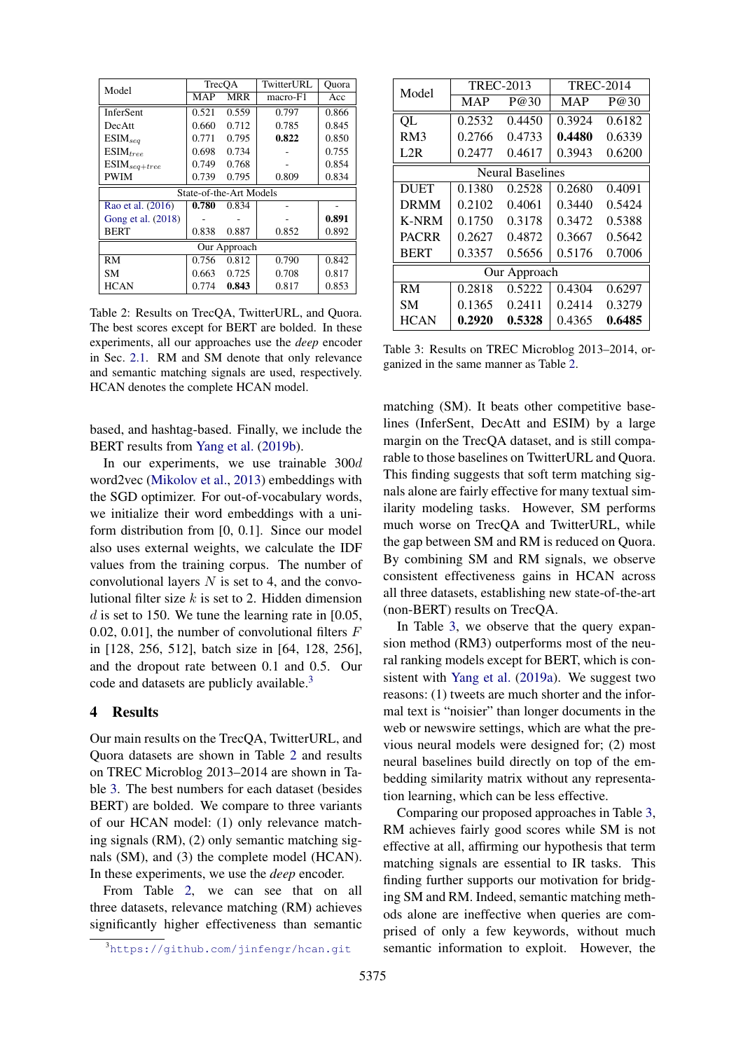| Model | TrecQA | | TwitterURL | Quora |
|---|---|---|---|---|
| | MAP | MRR | macro-F1 | Acc |
| InferSent | 0.521 | 0.559 | 0.797 | 0.866 |
| DecAtt | 0.660 | 0.712 | 0.785 | 0.845 |
| $\text{ESIM}_{seq}$ | 0.771 | 0.795 | **0.822** | 0.850 |
| $\text{ESIM}_{tree}$ | 0.698 | 0.734 | - | 0.755 |
| $\text{ESIM}_{seq+tree}$ | 0.749 | 0.768 | - | 0.854 |
| PWIM | 0.739 | 0.795 | 0.809 | 0.834 |
| State-of-the-Art Models | | | | |
| Rao et al. (2016) | **0.780** | 0.834 | - | - |
| Gong et al. (2018) | - | - | - | **0.891** |
| BERT | 0.838 | 0.887 | 0.852 | 0.892 |
| Our Approach | | | | |
| RM | 0.756 | 0.812 | 0.790 | 0.842 |
| SM | 0.663 | 0.725 | 0.708 | 0.817 |
| HCAN | 0.774 | **0.843** | 0.817 | 0.853 |

Table 2: Results on TrecQA, TwitterURL, and Quora. The best scores except for BERT are bolded. In these experiments, all our approaches use the *deep* encoder in Sec. 2.1. RM and SM denote that only relevance and semantic matching signals are used, respectively. HCAN denotes the complete HCAN model.

| Model | TREC-2013 | | TREC-2014 | |
|---|---|---|---|---|
| | MAP | P@30 | MAP | P@30 |
| QL | 0.2532 | 0.4450 | 0.3924 | 0.6182 |
| RM3 | 0.2766 | 0.4733 | **0.4480** | 0.6339 |
| L2R | 0.2477 | 0.4617 | 0.3943 | 0.6200 |
| Neural Baselines | | | | |
| DUET | 0.1380 | 0.2528 | 0.2680 | 0.4091 |
| DRMM | 0.2102 | 0.4061 | 0.3440 | 0.5424 |
| K-NRM | 0.1750 | 0.3178 | 0.3472 | 0.5388 |
| PACRR | 0.2627 | 0.4872 | 0.3667 | 0.5642 |
| BERT | 0.3357 | 0.5656 | 0.5176 | 0.7006 |
| Our Approach | | | | |
| RM | 0.2818 | 0.5222 | 0.4304 | 0.6297 |
| SM | 0.1365 | 0.2411 | 0.2414 | 0.3279 |
| HCAN | **0.2920** | **0.5328** | 0.4365 | **0.6485** |

Table 3: Results on TREC Microblog 2013–2014, organized in the same manner as Table 2.

based, and hashtag-based. Finally, we include the BERT results from Yang et al. (2019b).

In our experiments, we use trainable $300d$ word2vec (Mikolov et al., 2013) embeddings with the SGD optimizer. For out-of-vocabulary words, we initialize their word embeddings with a uniform distribution from [0, 0.1]. Since our model also uses external weights, we calculate the IDF values from the training corpus. The number of convolutional layers $N$ is set to 4, and the convolutional filter size $k$ is set to 2. Hidden dimension $d$ is set to 150. We tune the learning rate in [0.05, 0.02, 0.01], the number of convolutional filters $F$ in [128, 256, 512], batch size in [64, 128, 256], and the dropout rate between 0.1 and 0.5. Our code and datasets are publicly available.[3]

## 4 Results

Our main results on the TrecQA, TwitterURL, and Quora datasets are shown in Table 2 and results on TREC Microblog 2013–2014 are shown in Table 3. The best numbers for each dataset (besides BERT) are bolded. We compare to three variants of our HCAN model: (1) only relevance matching signals (RM), (2) only semantic matching signals (SM), and (3) the complete model (HCAN). In these experiments, we use the *deep* encoder.

From Table 2, we can see that on all three datasets, relevance matching (RM) achieves significantly higher effectiveness than semantic matching (SM). It beats other competitive baselines (InferSent, DecAtt and ESIM) by a large margin on the TrecQA dataset, and is still comparable to those baselines on TwitterURL and Quora. This finding suggests that soft term matching signals alone are fairly effective for many textual similarity modeling tasks. However, SM performs much worse on TrecQA and TwitterURL, while the gap between SM and RM is reduced on Quora. By combining SM and RM signals, we observe consistent effectiveness gains in HCAN across all three datasets, establishing new state-of-the-art (non-BERT) results on TrecQA.

In Table 3, we observe that the query expansion method (RM3) outperforms most of the neural ranking models except for BERT, which is consistent with Yang et al. (2019a). We suggest two reasons: (1) tweets are much shorter and the informal text is "noisier" than longer documents in the web or newswire settings, which are what the previous neural models were designed for; (2) most neural baselines build directly on top of the embedding similarity matrix without any representation learning, which can be less effective.

Comparing our proposed approaches in Table 3, RM achieves fairly good scores while SM is not effective at all, affirming our hypothesis that term matching signals are essential to IR tasks. This finding further supports our motivation for bridging SM and RM. Indeed, semantic matching methods alone are ineffective when queries are comprised of only a few keywords, without much semantic information to exploit. However, the

[3] https://github.com/jinfengr/hcan.git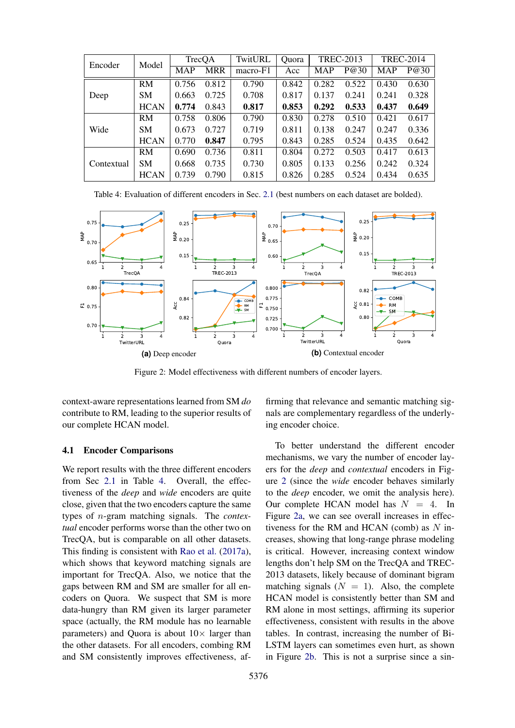| Encoder | Model | TrecQA | | TwitURL | Quora | TREC-2013 | | TREC-2014 | |
|---|---|---|---|---|---|---|---|---|---|
| | | MAP | MRR | macro-F1 | Acc | MAP | P@30 | MAP | P@30 |
| Deep | RM | 0.756 | 0.812 | 0.790 | 0.842 | 0.282 | 0.522 | 0.430 | 0.630 |
| | SM | 0.663 | 0.725 | 0.708 | 0.817 | 0.137 | 0.241 | 0.241 | 0.328 |
| | HCAN | **0.774** | 0.843 | **0.817** | **0.853** | **0.292** | **0.533** | **0.437** | **0.649** |
| Wide | RM | 0.758 | 0.806 | 0.790 | 0.830 | 0.278 | 0.510 | 0.421 | 0.617 |
| | SM | 0.673 | 0.727 | 0.719 | 0.811 | 0.138 | 0.247 | 0.247 | 0.336 |
| | HCAN | 0.770 | **0.847** | 0.795 | 0.843 | 0.285 | 0.524 | 0.435 | 0.642 |
| Contextual | RM | 0.690 | 0.736 | 0.811 | 0.804 | 0.272 | 0.503 | 0.417 | 0.613 |
| | SM | 0.668 | 0.735 | 0.730 | 0.805 | 0.133 | 0.256 | 0.242 | 0.324 |
| | HCAN | 0.739 | 0.790 | 0.815 | 0.826 | 0.285 | 0.524 | 0.434 | 0.635 |

Table 4: Evaluation of different encoders in Sec. 2.1 (best numbers on each dataset are bolded).

**(a)** Deep encoder

**(b)** Contextual encoder

Figure 2: Model effectiveness with different numbers of encoder layers.

context-aware representations learned from SM *do* contribute to RM, leading to the superior results of our complete HCAN model.

### 4.1 Encoder Comparisons

We report results with the three different encoders from Sec 2.1 in Table 4. Overall, the effectiveness of the *deep* and *wide* encoders are quite close, given that the two encoders capture the same types of $n$-gram matching signals. The *contextual* encoder performs worse than the other two on TrecQA, but is comparable on all other datasets. This finding is consistent with Rao et al. (2017a), which shows that keyword matching signals are important for TrecQA. Also, we notice that the gaps between RM and SM are smaller for all encoders on Quora. We suspect that SM is more data-hungry than RM given its larger parameter space (actually, the RM module has no learnable parameters) and Quora is about $10\times$ larger than the other datasets. For all encoders, combing RM and SM consistently improves effectiveness, affirming that relevance and semantic matching signals are complementary regardless of the underlying encoder choice.

To better understand the different encoder mechanisms, we vary the number of encoder layers for the *deep* and *contextual* encoders in Figure 2 (since the *wide* encoder behaves similarly to the *deep* encoder, we omit the analysis here). Our complete HCAN model has $N = 4$. In Figure 2a, we can see overall increases in effectiveness for the RM and HCAN (comb) as $N$ increases, showing that long-range phrase modeling is critical. However, increasing context window lengths don't help SM on the TrecQA and TREC-2013 datasets, likely because of dominant bigram matching signals ($N = 1$). Also, the complete HCAN model is consistently better than SM and RM alone in most settings, affirming its superior effectiveness, consistent with results in the above tables. In contrast, increasing the number of Bi-LSTM layers can sometimes even hurt, as shown in Figure 2b. This is not a surprise since a sin-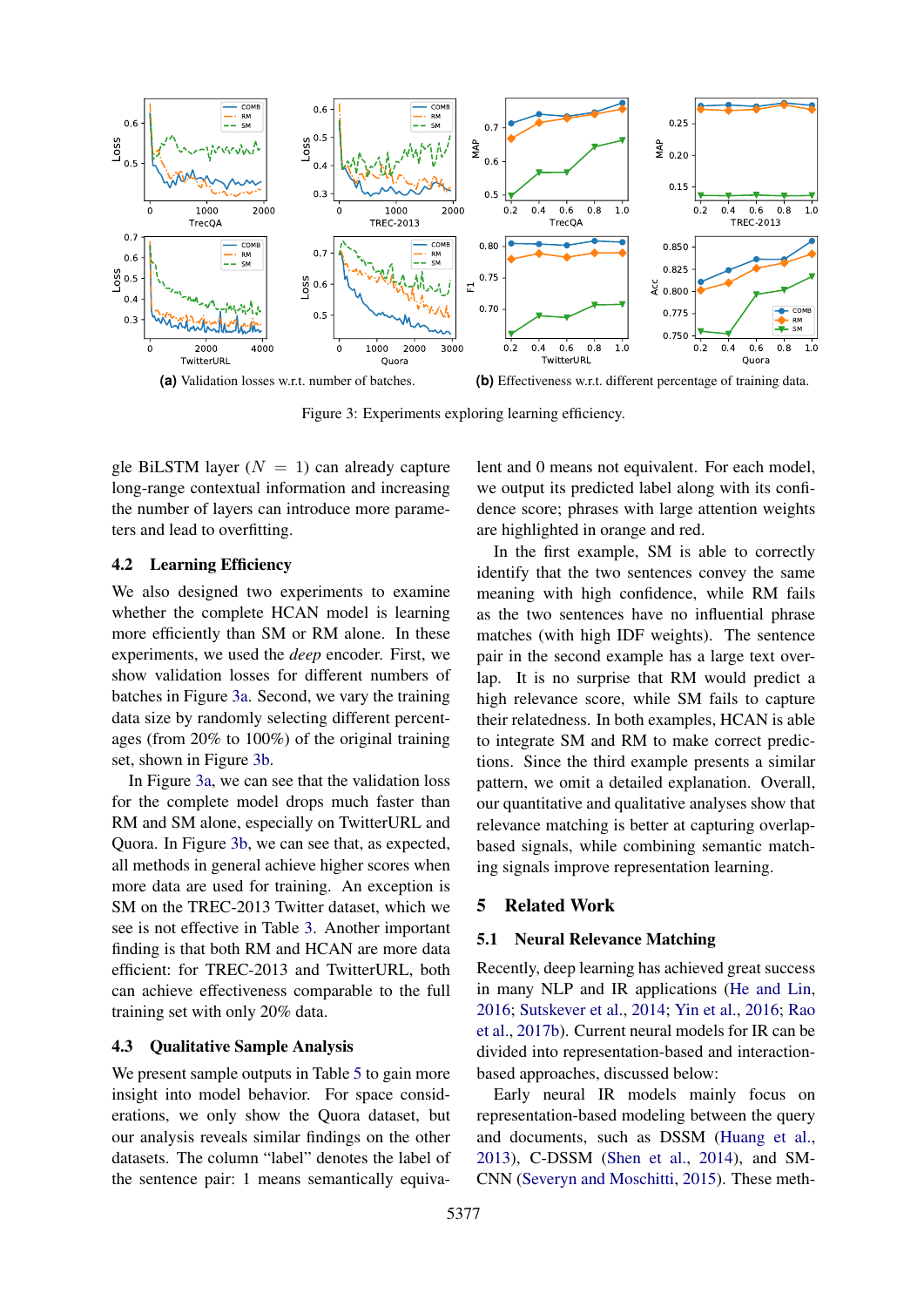(a) Validation losses w.r.t. number of batches.

(b) Effectiveness w.r.t. different percentage of training data.

Figure 3: Experiments exploring learning efficiency.

gle BiLSTM layer ($N = 1$) can already capture long-range contextual information and increasing the number of layers can introduce more parameters and lead to overfitting.

### 4.2 Learning Efficiency

We also designed two experiments to examine whether the complete HCAN model is learning more efficiently than SM or RM alone. In these experiments, we used the *deep* encoder. First, we show validation losses for different numbers of batches in Figure 3a. Second, we vary the training data size by randomly selecting different percentages (from 20% to 100%) of the original training set, shown in Figure 3b.

In Figure 3a, we can see that the validation loss for the complete model drops much faster than RM and SM alone, especially on TwitterURL and Quora. In Figure 3b, we can see that, as expected, all methods in general achieve higher scores when more data are used for training. An exception is SM on the TREC-2013 Twitter dataset, which we see is not effective in Table 3. Another important finding is that both RM and HCAN are more data efficient: for TREC-2013 and TwitterURL, both can achieve effectiveness comparable to the full training set with only 20% data.

### 4.3 Qualitative Sample Analysis

We present sample outputs in Table 5 to gain more insight into model behavior. For space considerations, we only show the Quora dataset, but our analysis reveals similar findings on the other datasets. The column "label" denotes the label of the sentence pair: 1 means semantically equivalent and 0 means not equivalent. For each model, we output its predicted label along with its confidence score; phrases with large attention weights are highlighted in orange and red.

In the first example, SM is able to correctly identify that the two sentences convey the same meaning with high confidence, while RM fails as the two sentences have no influential phrase matches (with high IDF weights). The sentence pair in the second example has a large text overlap. It is no surprise that RM would predict a high relevance score, while SM fails to capture their relatedness. In both examples, HCAN is able to integrate SM and RM to make correct predictions. Since the third example presents a similar pattern, we omit a detailed explanation. Overall, our quantitative and qualitative analyses show that relevance matching is better at capturing overlap-based signals, while combining semantic matching signals improve representation learning.

## 5 Related Work

### 5.1 Neural Relevance Matching

Recently, deep learning has achieved great success in many NLP and IR applications (He and Lin, 2016; Sutskever et al., 2014; Yin et al., 2016; Rao et al., 2017b). Current neural models for IR can be divided into representation-based and interaction-based approaches, discussed below:

Early neural IR models mainly focus on representation-based modeling between the query and documents, such as DSSM (Huang et al., 2013), C-DSSM (Shen et al., 2014), and SM-CNN (Severyn and Moschitti, 2015). These meth-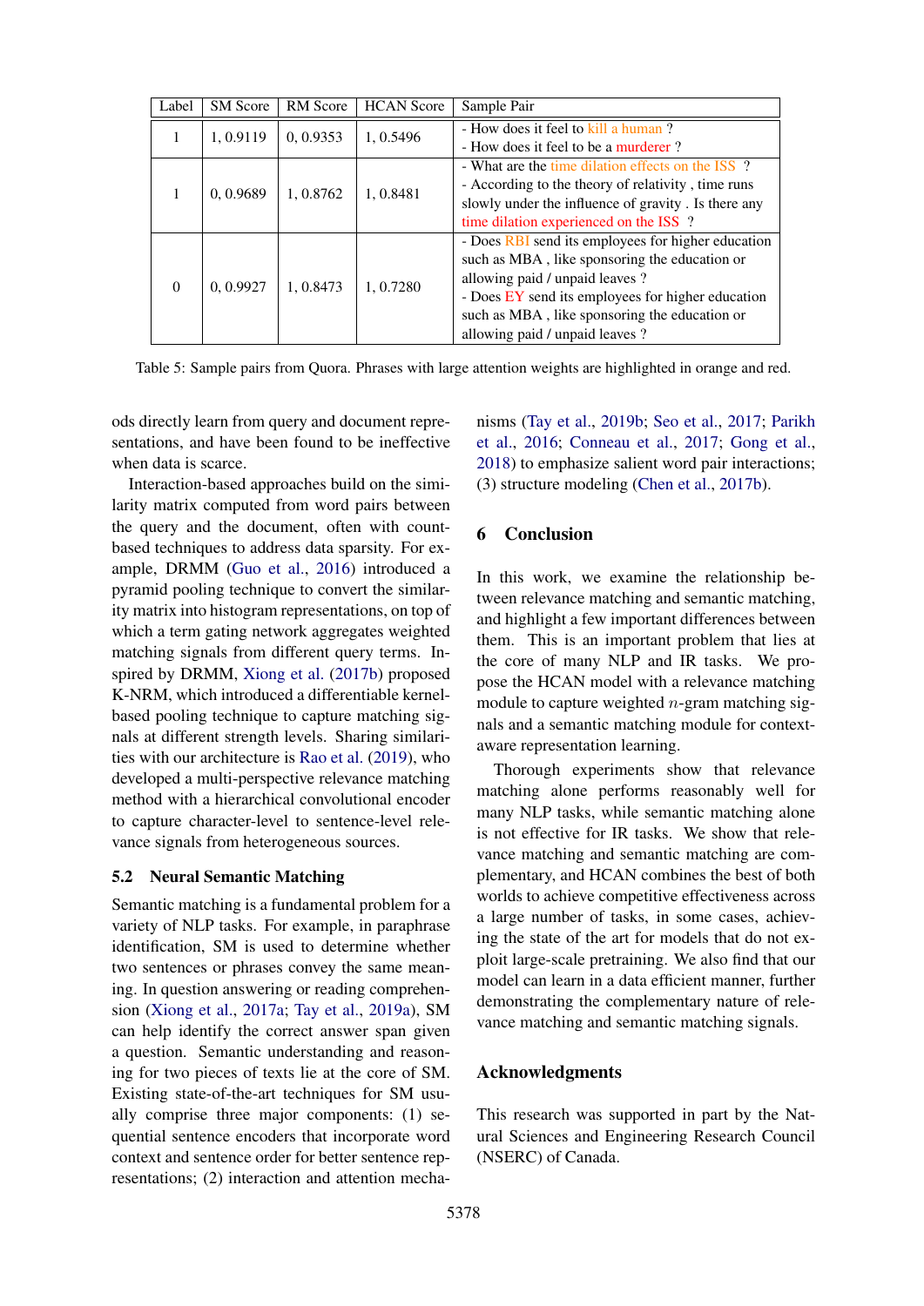| Label | SM Score | RM Score | HCAN Score | Sample Pair |
|---|---|---|---|---|
| 1 | 1, 0.9119 | 0, 0.9353 | 1, 0.5496 | - How does it feel to kill a human ? <br> - How does it feel to be a murderer ? |
| 1 | 0, 0.9689 | 1, 0.8762 | 1, 0.8481 | - What are the time dilation effects on the ISS ? <br> - According to the theory of relativity , time runs slowly under the influence of gravity . Is there any time dilation experienced on the ISS ? |
| 0 | 0, 0.9927 | 1, 0.8473 | 1, 0.7280 | - Does RBI send its employees for higher education such as MBA , like sponsoring the education or allowing paid / unpaid leaves ? <br> - Does EY send its employees for higher education such as MBA , like sponsoring the education or allowing paid / unpaid leaves ? |

Table 5: Sample pairs from Quora. Phrases with large attention weights are highlighted in orange and red.

ods directly learn from query and document representations, and have been found to be ineffective when data is scarce.

Interaction-based approaches build on the similarity matrix computed from word pairs between the query and the document, often with count-based techniques to address data sparsity. For example, DRMM (Guo et al., 2016) introduced a pyramid pooling technique to convert the similarity matrix into histogram representations, on top of which a term gating network aggregates weighted matching signals from different query terms. Inspired by DRMM, Xiong et al. (2017b) proposed K-NRM, which introduced a differentiable kernel-based pooling technique to capture matching signals at different strength levels. Sharing similarities with our architecture is Rao et al. (2019), who developed a multi-perspective relevance matching method with a hierarchical convolutional encoder to capture character-level to sentence-level relevance signals from heterogeneous sources.

### 5.2 Neural Semantic Matching

Semantic matching is a fundamental problem for a variety of NLP tasks. For example, in paraphrase identification, SM is used to determine whether two sentences or phrases convey the same meaning. In question answering or reading comprehension (Xiong et al., 2017a; Tay et al., 2019a), SM can help identify the correct answer span given a question. Semantic understanding and reasoning for two pieces of texts lie at the core of SM. Existing state-of-the-art techniques for SM usually comprise three major components: (1) sequential sentence encoders that incorporate word context and sentence order for better sentence representations; (2) interaction and attention mechanisms (Tay et al., 2019b; Seo et al., 2017; Parikh et al., 2016; Conneau et al., 2017; Gong et al., 2018) to emphasize salient word pair interactions; (3) structure modeling (Chen et al., 2017b).

## 6 Conclusion

In this work, we examine the relationship between relevance matching and semantic matching, and highlight a few important differences between them. This is an important problem that lies at the core of many NLP and IR tasks. We propose the HCAN model with a relevance matching module to capture weighted $n$-gram matching signals and a semantic matching module for context-aware representation learning.

Thorough experiments show that relevance matching alone performs reasonably well for many NLP tasks, while semantic matching alone is not effective for IR tasks. We show that relevance matching and semantic matching are complementary, and HCAN combines the best of both worlds to achieve competitive effectiveness across a large number of tasks, in some cases, achieving the state of the art for models that do not exploit large-scale pretraining. We also find that our model can learn in a data efficient manner, further demonstrating the complementary nature of relevance matching and semantic matching signals.

## Acknowledgments

This research was supported in part by the Natural Sciences and Engineering Research Council (NSERC) of Canada.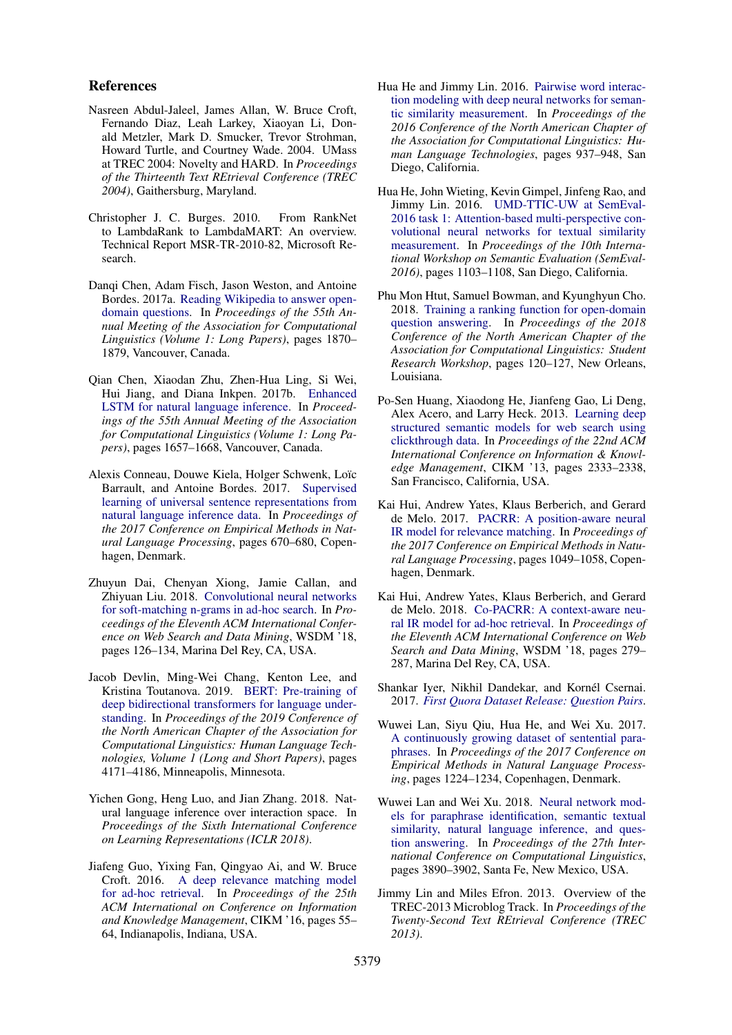## References

Nasreen Abdul-Jaleel, James Allan, W. Bruce Croft, Fernando Diaz, Leah Larkey, Xiaoyan Li, Donald Metzler, Mark D. Smucker, Trevor Strohman, Howard Turtle, and Courtney Wade. 2004. UMass at TREC 2004: Novelty and HARD. In *Proceedings of the Thirteenth Text REtrieval Conference (TREC 2004)*, Gaithersburg, Maryland.

Christopher J. C. Burges. 2010. From RankNet to LambdaRank to LambdaMART: An overview. Technical Report MSR-TR-2010-82, Microsoft Research.

Danqi Chen, Adam Fisch, Jason Weston, and Antoine Bordes. 2017a. Reading Wikipedia to answer open-domain questions. In *Proceedings of the 55th Annual Meeting of the Association for Computational Linguistics (Volume 1: Long Papers)*, pages 1870–1879, Vancouver, Canada.

Qian Chen, Xiaodan Zhu, Zhen-Hua Ling, Si Wei, Hui Jiang, and Diana Inkpen. 2017b. Enhanced LSTM for natural language inference. In *Proceedings of the 55th Annual Meeting of the Association for Computational Linguistics (Volume 1: Long Papers)*, pages 1657–1668, Vancouver, Canada.

Alexis Conneau, Douwe Kiela, Holger Schwenk, Loïc Barrault, and Antoine Bordes. 2017. Supervised learning of universal sentence representations from natural language inference data. In *Proceedings of the 2017 Conference on Empirical Methods in Natural Language Processing*, pages 670–680, Copenhagen, Denmark.

Zhuyun Dai, Chenyan Xiong, Jamie Callan, and Zhiyuan Liu. 2018. Convolutional neural networks for soft-matching n-grams in ad-hoc search. In *Proceedings of the Eleventh ACM International Conference on Web Search and Data Mining*, WSDM '18, pages 126–134, Marina Del Rey, CA, USA.

Jacob Devlin, Ming-Wei Chang, Kenton Lee, and Kristina Toutanova. 2019. BERT: Pre-training of deep bidirectional transformers for language understanding. In *Proceedings of the 2019 Conference of the North American Chapter of the Association for Computational Linguistics: Human Language Technologies, Volume 1 (Long and Short Papers)*, pages 4171–4186, Minneapolis, Minnesota.

Yichen Gong, Heng Luo, and Jian Zhang. 2018. Natural language inference over interaction space. In *Proceedings of the Sixth International Conference on Learning Representations (ICLR 2018)*.

Jiafeng Guo, Yixing Fan, Qingyao Ai, and W. Bruce Croft. 2016. A deep relevance matching model for ad-hoc retrieval. In *Proceedings of the 25th ACM International on Conference on Information and Knowledge Management*, CIKM '16, pages 55–64, Indianapolis, Indiana, USA.

Hua He and Jimmy Lin. 2016. Pairwise word interaction modeling with deep neural networks for semantic similarity measurement. In *Proceedings of the 2016 Conference of the North American Chapter of the Association for Computational Linguistics: Human Language Technologies*, pages 937–948, San Diego, California.

Hua He, John Wieting, Kevin Gimpel, Jinfeng Rao, and Jimmy Lin. 2016. UMD-TTIC-UW at SemEval-2016 task 1: Attention-based multi-perspective convolutional neural networks for textual similarity measurement. In *Proceedings of the 10th International Workshop on Semantic Evaluation (SemEval-2016)*, pages 1103–1108, San Diego, California.

Phu Mon Htut, Samuel Bowman, and Kyunghyun Cho. 2018. Training a ranking function for open-domain question answering. In *Proceedings of the 2018 Conference of the North American Chapter of the Association for Computational Linguistics: Student Research Workshop*, pages 120–127, New Orleans, Louisiana.

Po-Sen Huang, Xiaodong He, Jianfeng Gao, Li Deng, Alex Acero, and Larry Heck. 2013. Learning deep structured semantic models for web search using clickthrough data. In *Proceedings of the 22nd ACM International Conference on Information & Knowledge Management*, CIKM '13, pages 2333–2338, San Francisco, California, USA.

Kai Hui, Andrew Yates, Klaus Berberich, and Gerard de Melo. 2017. PACRR: A position-aware neural IR model for relevance matching. In *Proceedings of the 2017 Conference on Empirical Methods in Natural Language Processing*, pages 1049–1058, Copenhagen, Denmark.

Kai Hui, Andrew Yates, Klaus Berberich, and Gerard de Melo. 2018. Co-PACRR: A context-aware neural IR model for ad-hoc retrieval. In *Proceedings of the Eleventh ACM International Conference on Web Search and Data Mining*, WSDM '18, pages 279–287, Marina Del Rey, CA, USA.

Shankar Iyer, Nikhil Dandekar, and Kornél Csernai. 2017. *First Quora Dataset Release: Question Pairs*.

Wuwei Lan, Siyu Qiu, Hua He, and Wei Xu. 2017. A continuously growing dataset of sentential paraphrases. In *Proceedings of the 2017 Conference on Empirical Methods in Natural Language Processing*, pages 1224–1234, Copenhagen, Denmark.

Wuwei Lan and Wei Xu. 2018. Neural network models for paraphrase identification, semantic textual similarity, natural language inference, and question answering. In *Proceedings of the 27th International Conference on Computational Linguistics*, pages 3890–3902, Santa Fe, New Mexico, USA.

Jimmy Lin and Miles Efron. 2013. Overview of the TREC-2013 Microblog Track. In *Proceedings of the Twenty-Second Text REtrieval Conference (TREC 2013)*.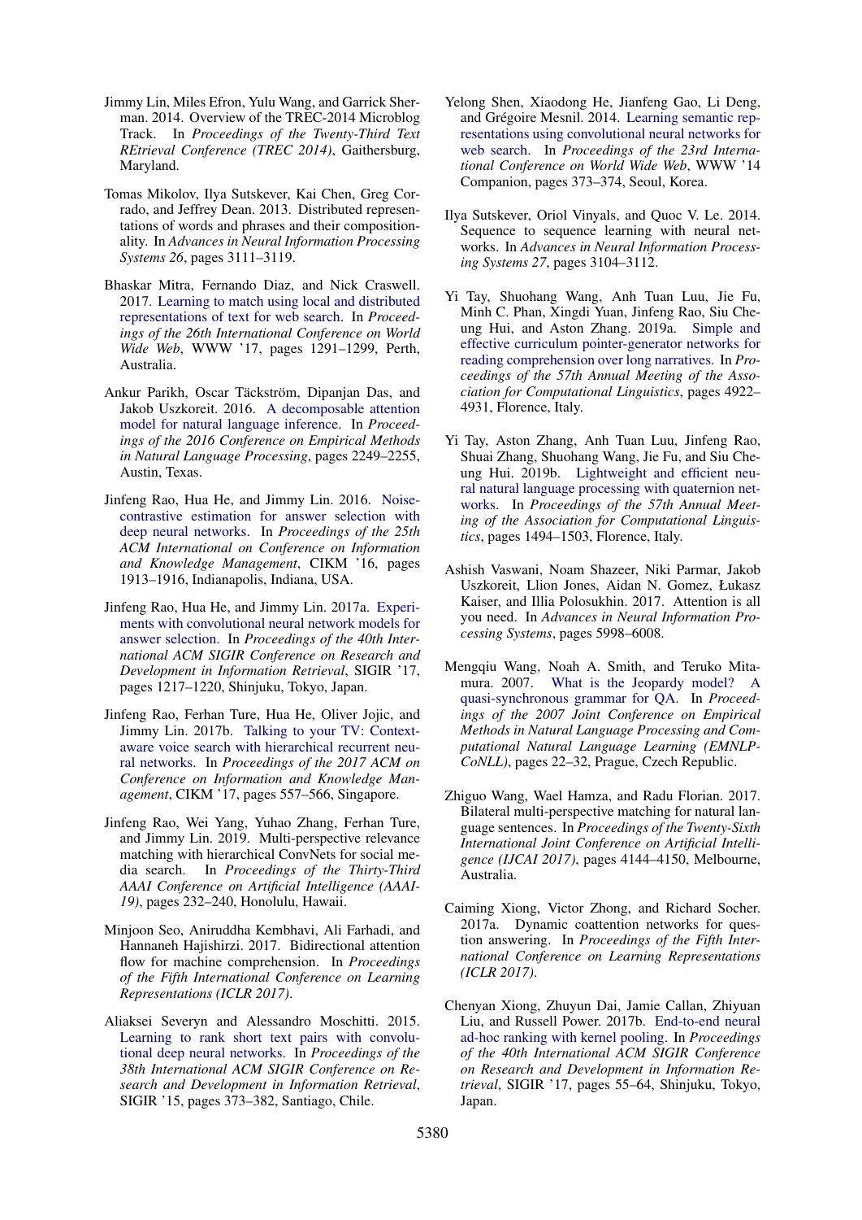Jimmy Lin, Miles Efron, Yulu Wang, and Garrick Sherman. 2014. Overview of the TREC-2014 Microblog Track. In *Proceedings of the Twenty-Third Text REtrieval Conference (TREC 2014)*, Gaithersburg, Maryland.

Tomas Mikolov, Ilya Sutskever, Kai Chen, Greg Corrado, and Jeffrey Dean. 2013. Distributed representations of words and phrases and their compositionality. In *Advances in Neural Information Processing Systems 26*, pages 3111–3119.

Bhaskar Mitra, Fernando Diaz, and Nick Craswell. 2017. Learning to match using local and distributed representations of text for web search. In *Proceedings of the 26th International Conference on World Wide Web*, WWW '17, pages 1291–1299, Perth, Australia.

Ankur Parikh, Oscar Täckström, Dipanjan Das, and Jakob Uszkoreit. 2016. A decomposable attention model for natural language inference. In *Proceedings of the 2016 Conference on Empirical Methods in Natural Language Processing*, pages 2249–2255, Austin, Texas.

Jinfeng Rao, Hua He, and Jimmy Lin. 2016. Noise-contrastive estimation for answer selection with deep neural networks. In *Proceedings of the 25th ACM International on Conference on Information and Knowledge Management*, CIKM '16, pages 1913–1916, Indianapolis, Indiana, USA.

Jinfeng Rao, Hua He, and Jimmy Lin. 2017a. Experiments with convolutional neural network models for answer selection. In *Proceedings of the 40th International ACM SIGIR Conference on Research and Development in Information Retrieval*, SIGIR '17, pages 1217–1220, Shinjuku, Tokyo, Japan.

Jinfeng Rao, Ferhan Ture, Hua He, Oliver Jojic, and Jimmy Lin. 2017b. Talking to your TV: Context-aware voice search with hierarchical recurrent neural networks. In *Proceedings of the 2017 ACM on Conference on Information and Knowledge Management*, CIKM '17, pages 557–566, Singapore.

Jinfeng Rao, Wei Yang, Yuhao Zhang, Ferhan Ture, and Jimmy Lin. 2019. Multi-perspective relevance matching with hierarchical ConvNets for social media search. In *Proceedings of the Thirty-Third AAAI Conference on Artificial Intelligence (AAAI-19)*, pages 232–240, Honolulu, Hawaii.

Minjoon Seo, Aniruddha Kembhavi, Ali Farhadi, and Hannaneh Hajishirzi. 2017. Bidirectional attention flow for machine comprehension. In *Proceedings of the Fifth International Conference on Learning Representations (ICLR 2017)*.

Aliaksei Severyn and Alessandro Moschitti. 2015. Learning to rank short text pairs with convolutional deep neural networks. In *Proceedings of the 38th International ACM SIGIR Conference on Research and Development in Information Retrieval*, SIGIR '15, pages 373–382, Santiago, Chile.

Yelong Shen, Xiaodong He, Jianfeng Gao, Li Deng, and Grégoire Mesnil. 2014. Learning semantic representations using convolutional neural networks for web search. In *Proceedings of the 23rd International Conference on World Wide Web*, WWW '14 Companion, pages 373–374, Seoul, Korea.

Ilya Sutskever, Oriol Vinyals, and Quoc V. Le. 2014. Sequence to sequence learning with neural networks. In *Advances in Neural Information Processing Systems 27*, pages 3104–3112.

Yi Tay, Shuohang Wang, Anh Tuan Luu, Jie Fu, Minh C. Phan, Xingdi Yuan, Jinfeng Rao, Siu Cheung Hui, and Aston Zhang. 2019a. Simple and effective curriculum pointer-generator networks for reading comprehension over long narratives. In *Proceedings of the 57th Annual Meeting of the Association for Computational Linguistics*, pages 4922–4931, Florence, Italy.

Yi Tay, Aston Zhang, Anh Tuan Luu, Jinfeng Rao, Shuai Zhang, Shuohang Wang, Jie Fu, and Siu Cheung Hui. 2019b. Lightweight and efficient neural natural language processing with quaternion networks. In *Proceedings of the 57th Annual Meeting of the Association for Computational Linguistics*, pages 1494–1503, Florence, Italy.

Ashish Vaswani, Noam Shazeer, Niki Parmar, Jakob Uszkoreit, Llion Jones, Aidan N. Gomez, Łukasz Kaiser, and Illia Polosukhin. 2017. Attention is all you need. In *Advances in Neural Information Processing Systems*, pages 5998–6008.

Mengqiu Wang, Noah A. Smith, and Teruko Mitamura. 2007. What is the Jeopardy model? A quasi-synchronous grammar for QA. In *Proceedings of the 2007 Joint Conference on Empirical Methods in Natural Language Processing and Computational Natural Language Learning (EMNLP-CoNLL)*, pages 22–32, Prague, Czech Republic.

Zhiguo Wang, Wael Hamza, and Radu Florian. 2017. Bilateral multi-perspective matching for natural language sentences. In *Proceedings of the Twenty-Sixth International Joint Conference on Artificial Intelligence (IJCAI 2017)*, pages 4144–4150, Melbourne, Australia.

Caiming Xiong, Victor Zhong, and Richard Socher. 2017a. Dynamic coattention networks for question answering. In *Proceedings of the Fifth International Conference on Learning Representations (ICLR 2017)*.

Chenyan Xiong, Zhuyun Dai, Jamie Callan, Zhiyuan Liu, and Russell Power. 2017b. End-to-end neural ad-hoc ranking with kernel pooling. In *Proceedings of the 40th International ACM SIGIR Conference on Research and Development in Information Retrieval*, SIGIR '17, pages 55–64, Shinjuku, Tokyo, Japan.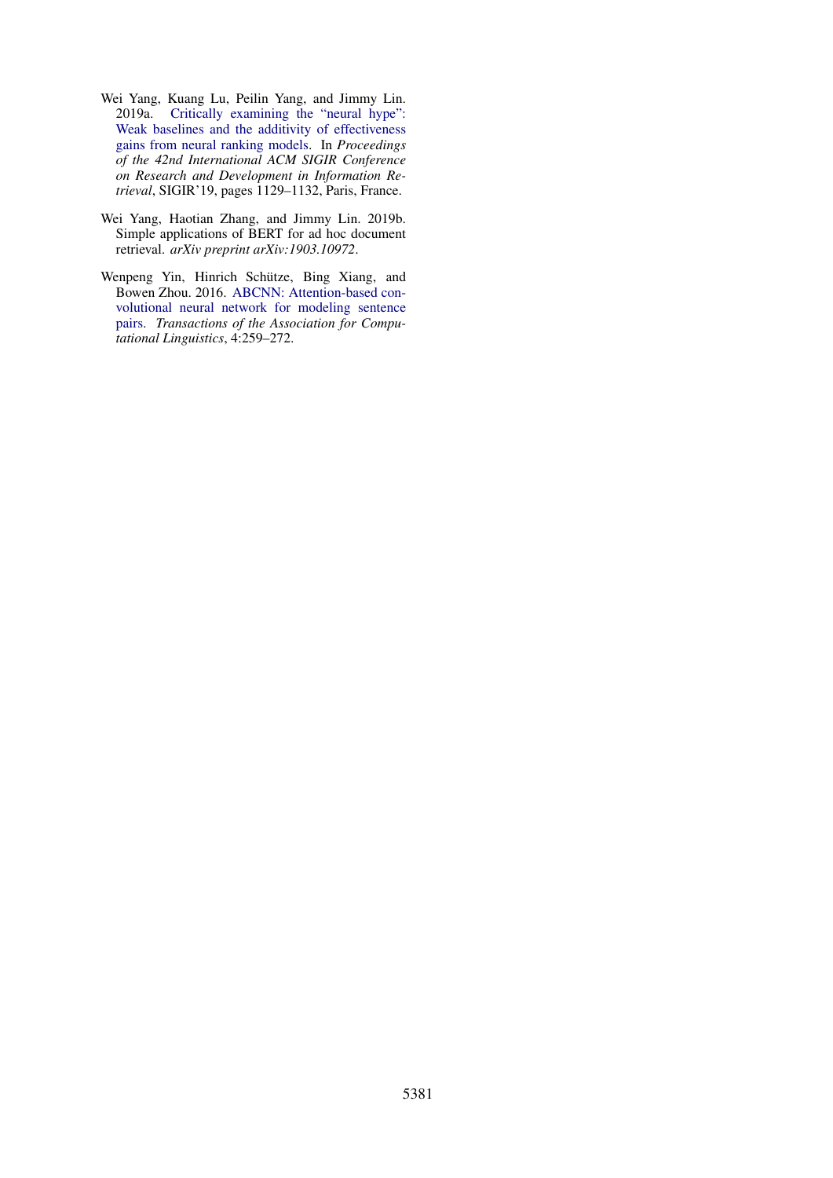Wei Yang, Kuang Lu, Peilin Yang, and Jimmy Lin. 2019a. Critically examining the "neural hype": Weak baselines and the additivity of effectiveness gains from neural ranking models. In *Proceedings of the 42nd International ACM SIGIR Conference on Research and Development in Information Retrieval*, SIGIR'19, pages 1129–1132, Paris, France.

Wei Yang, Haotian Zhang, and Jimmy Lin. 2019b. Simple applications of BERT for ad hoc document retrieval. *arXiv preprint arXiv:1903.10972*.

Wenpeng Yin, Hinrich Schütze, Bing Xiang, and Bowen Zhou. 2016. ABCNN: Attention-based convolutional neural network for modeling sentence pairs. *Transactions of the Association for Computational Linguistics*, 4:259–272.